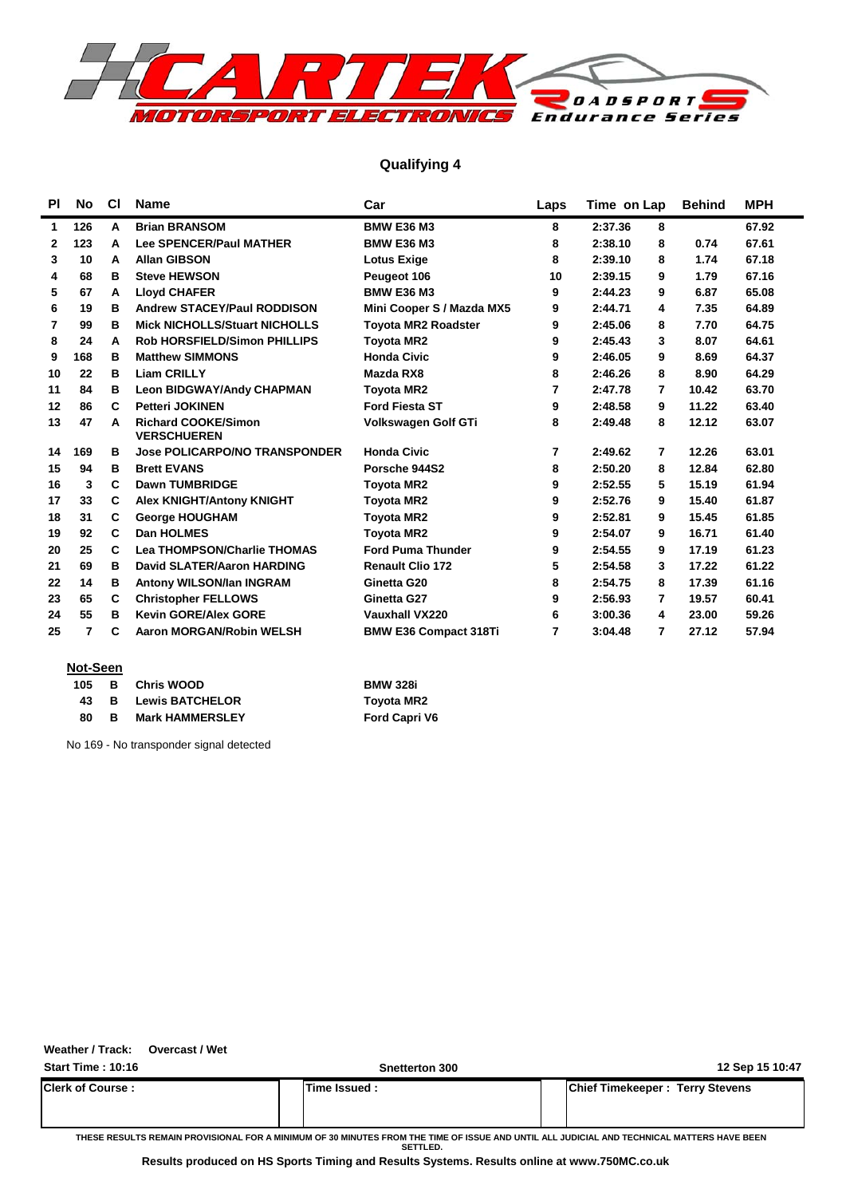# Qualifying 4

| Pl | No | Cl | Name | Car | Laps | Time | on Lap | Behind | MPH |
|---|---|---|---|---|---|---|---|---|---|
| 1 | 126 | A | Brian BRANSOM | BMW E36 M3 | 8 | 2:37.36 | 8 | | 67.92 |
| 2 | 123 | A | Lee SPENCER/Paul MATHER | BMW E36 M3 | 8 | 2:38.10 | 8 | 0.74 | 67.61 |
| 3 | 10 | A | Allan GIBSON | Lotus Exige | 8 | 2:39.10 | 8 | 1.74 | 67.18 |
| 4 | 68 | B | Steve HEWSON | Peugeot 106 | 10 | 2:39.15 | 9 | 1.79 | 67.16 |
| 5 | 67 | A | Lloyd CHAFER | BMW E36 M3 | 9 | 2:44.23 | 9 | 6.87 | 65.08 |
| 6 | 19 | B | Andrew STACEY/Paul RODDISON | Mini Cooper S / Mazda MX5 | 9 | 2:44.71 | 4 | 7.35 | 64.89 |
| 7 | 99 | B | Mick NICHOLLS/Stuart NICHOLLS | Toyota MR2 Roadster | 9 | 2:45.06 | 8 | 7.70 | 64.75 |
| 8 | 24 | A | Rob HORSFIELD/Simon PHILLIPS | Toyota MR2 | 9 | 2:45.43 | 3 | 8.07 | 64.61 |
| 9 | 168 | B | Matthew SIMMONS | Honda Civic | 9 | 2:46.05 | 9 | 8.69 | 64.37 |
| 10 | 22 | B | Liam CRILLY | Mazda RX8 | 8 | 2:46.26 | 8 | 8.90 | 64.29 |
| 11 | 84 | B | Leon BIDGWAY/Andy CHAPMAN | Toyota MR2 | 7 | 2:47.78 | 7 | 10.42 | 63.70 |
| 12 | 86 | C | Petteri JOKINEN | Ford Fiesta ST | 9 | 2:48.58 | 9 | 11.22 | 63.40 |
| 13 | 47 | A | Richard COOKE/Simon VERSCHUEREN | Volkswagen Golf GTi | 8 | 2:49.48 | 8 | 12.12 | 63.07 |
| 14 | 169 | B | Jose POLICARPO/NO TRANSPONDER | Honda Civic | 7 | 2:49.62 | 7 | 12.26 | 63.01 |
| 15 | 94 | B | Brett EVANS | Porsche 944S2 | 8 | 2:50.20 | 8 | 12.84 | 62.80 |
| 16 | 3 | C | Dawn TUMBRIDGE | Toyota MR2 | 9 | 2:52.55 | 5 | 15.19 | 61.94 |
| 17 | 33 | C | Alex KNIGHT/Antony KNIGHT | Toyota MR2 | 9 | 2:52.76 | 9 | 15.40 | 61.87 |
| 18 | 31 | C | George HOUGHAM | Toyota MR2 | 9 | 2:52.81 | 9 | 15.45 | 61.85 |
| 19 | 92 | C | Dan HOLMES | Toyota MR2 | 9 | 2:54.07 | 9 | 16.71 | 61.40 |
| 20 | 25 | C | Lea THOMPSON/Charlie THOMAS | Ford Puma Thunder | 9 | 2:54.55 | 9 | 17.19 | 61.23 |
| 21 | 69 | B | David SLATER/Aaron HARDING | Renault Clio 172 | 5 | 2:54.58 | 3 | 17.22 | 61.22 |
| 22 | 14 | B | Antony WILSON/Ian INGRAM | Ginetta G20 | 8 | 2:54.75 | 8 | 17.39 | 61.16 |
| 23 | 65 | C | Christopher FELLOWS | Ginetta G27 | 9 | 2:56.93 | 7 | 19.57 | 60.41 |
| 24 | 55 | B | Kevin GORE/Alex GORE | Vauxhall VX220 | 6 | 3:00.36 | 4 | 23.00 | 59.26 |
| 25 | 7 | C | Aaron MORGAN/Robin WELSH | BMW E36 Compact 318Ti | 7 | 3:04.48 | 7 | 27.12 | 57.94 |

**Not-Seen**

| No | Cl | Name | Car |
|---|---|---|---|
| 105 | B | Chris WOOD | BMW 328i |
| 43 | B | Lewis BATCHELOR | Toyota MR2 |
| 80 | B | Mark HAMMERSLEY | Ford Capri V6 |

No 169 - No transponder signal detected

**Weather / Track:** Overcast / Wet

**Start Time : 10:16** | **Snetterton 300** | **12 Sep 15 10:47**

| Clerk of Course : | Time Issued : | Chief Timekeeper : Terry Stevens |
|---|---|---|

THESE RESULTS REMAIN PROVISIONAL FOR A MINIMUM OF 30 MINUTES FROM THE TIME OF ISSUE AND UNTIL ALL JUDICIAL AND TECHNICAL MATTERS HAVE BEEN SETTLED.

**Results produced on HS Sports Timing and Results Systems. Results online at www.750MC.co.uk**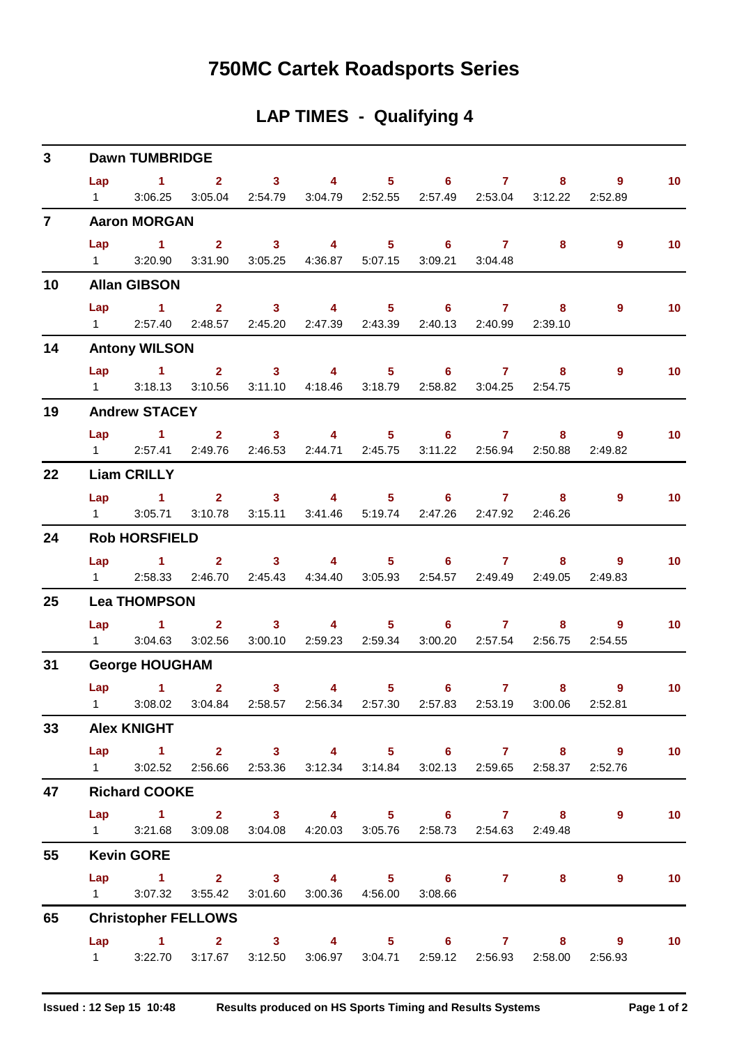# 750MC Cartek Roadsports Series

## LAP TIMES - Qualifying 4

**3 Dawn TUMBRIDGE**

| Lap | 1 | 2 | 3 | 4 | 5 | 6 | 7 | 8 | 9 | 10 |
|---|---|---|---|---|---|---|---|---|---|---|
| 1 | 3:06.25 | 3:05.04 | 2:54.79 | 3:04.79 | 2:52.55 | 2:57.49 | 2:53.04 | 3:12.22 | 2:52.89 | |

**7 Aaron MORGAN**

| Lap | 1 | 2 | 3 | 4 | 5 | 6 | 7 | 8 | 9 | 10 |
|---|---|---|---|---|---|---|---|---|---|---|
| 1 | 3:20.90 | 3:31.90 | 3:05.25 | 4:36.87 | 5:07.15 | 3:09.21 | 3:04.48 | | | |

**10 Allan GIBSON**

| Lap | 1 | 2 | 3 | 4 | 5 | 6 | 7 | 8 | 9 | 10 |
|---|---|---|---|---|---|---|---|---|---|---|
| 1 | 2:57.40 | 2:48.57 | 2:45.20 | 2:47.39 | 2:43.39 | 2:40.13 | 2:40.99 | 2:39.10 | | |

**14 Antony WILSON**

| Lap | 1 | 2 | 3 | 4 | 5 | 6 | 7 | 8 | 9 | 10 |
|---|---|---|---|---|---|---|---|---|---|---|
| 1 | 3:18.13 | 3:10.56 | 3:11.10 | 4:18.46 | 3:18.79 | 2:58.82 | 3:04.25 | 2:54.75 | | |

**19 Andrew STACEY**

| Lap | 1 | 2 | 3 | 4 | 5 | 6 | 7 | 8 | 9 | 10 |
|---|---|---|---|---|---|---|---|---|---|---|
| 1 | 2:57.41 | 2:49.76 | 2:46.53 | 2:44.71 | 2:45.75 | 3:11.22 | 2:56.94 | 2:50.88 | 2:49.82 | |

**22 Liam CRILLY**

| Lap | 1 | 2 | 3 | 4 | 5 | 6 | 7 | 8 | 9 | 10 |
|---|---|---|---|---|---|---|---|---|---|---|
| 1 | 3:05.71 | 3:10.78 | 3:15.11 | 3:41.46 | 5:19.74 | 2:47.26 | 2:47.92 | 2:46.26 | | |

**24 Rob HORSFIELD**

| Lap | 1 | 2 | 3 | 4 | 5 | 6 | 7 | 8 | 9 | 10 |
|---|---|---|---|---|---|---|---|---|---|---|
| 1 | 2:58.33 | 2:46.70 | 2:45.43 | 4:34.40 | 3:05.93 | 2:54.57 | 2:49.49 | 2:49.05 | 2:49.83 | |

**25 Lea THOMPSON**

| Lap | 1 | 2 | 3 | 4 | 5 | 6 | 7 | 8 | 9 | 10 |
|---|---|---|---|---|---|---|---|---|---|---|
| 1 | 3:04.63 | 3:02.56 | 3:00.10 | 2:59.23 | 2:59.34 | 3:00.20 | 2:57.54 | 2:56.75 | 2:54.55 | |

**31 George HOUGHAM**

| Lap | 1 | 2 | 3 | 4 | 5 | 6 | 7 | 8 | 9 | 10 |
|---|---|---|---|---|---|---|---|---|---|---|
| 1 | 3:08.02 | 3:04.84 | 2:58.57 | 2:56.34 | 2:57.30 | 2:57.83 | 2:53.19 | 3:00.06 | 2:52.81 | |

**33 Alex KNIGHT**

| Lap | 1 | 2 | 3 | 4 | 5 | 6 | 7 | 8 | 9 | 10 |
|---|---|---|---|---|---|---|---|---|---|---|
| 1 | 3:02.52 | 2:56.66 | 2:53.36 | 3:12.34 | 3:14.84 | 3:02.13 | 2:59.65 | 2:58.37 | 2:52.76 | |

**47 Richard COOKE**

| Lap | 1 | 2 | 3 | 4 | 5 | 6 | 7 | 8 | 9 | 10 |
|---|---|---|---|---|---|---|---|---|---|---|
| 1 | 3:21.68 | 3:09.08 | 3:04.08 | 4:20.03 | 3:05.76 | 2:58.73 | 2:54.63 | 2:49.48 | | |

**55 Kevin GORE**

| Lap | 1 | 2 | 3 | 4 | 5 | 6 | 7 | 8 | 9 | 10 |
|---|---|---|---|---|---|---|---|---|---|---|
| 1 | 3:07.32 | 3:55.42 | 3:01.60 | 3:00.36 | 4:56.00 | 3:08.66 | | | | |

**65 Christopher FELLOWS**

| Lap | 1 | 2 | 3 | 4 | 5 | 6 | 7 | 8 | 9 | 10 |
|---|---|---|---|---|---|---|---|---|---|---|
| 1 | 3:22.70 | 3:17.67 | 3:12.50 | 3:06.97 | 3:04.71 | 2:59.12 | 2:56.93 | 2:58.00 | 2:56.93 | |

Issued : 12 Sep 15 10:48 Results produced on HS Sports Timing and Results Systems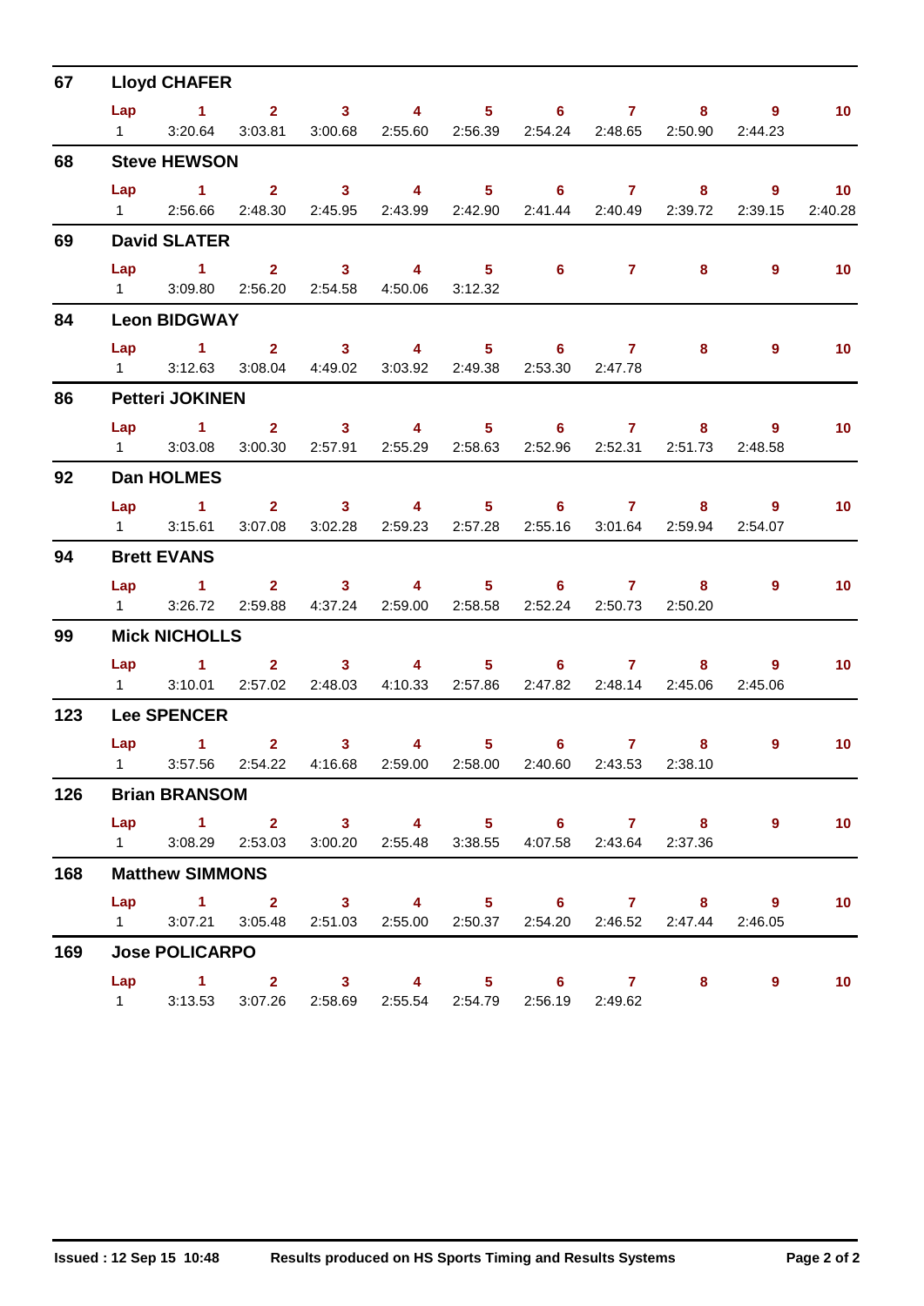## 67 Lloyd CHAFER

| Lap | 1 | 2 | 3 | 4 | 5 | 6 | 7 | 8 | 9 | 10 |
|---|---|---|---|---|---|---|---|---|---|---|
| 1 | 3:20.64 | 3:03.81 | 3:00.68 | 2:55.60 | 2:56.39 | 2:54.24 | 2:48.65 | 2:50.90 | 2:44.23 | |

## 68 Steve HEWSON

| Lap | 1 | 2 | 3 | 4 | 5 | 6 | 7 | 8 | 9 | 10 |
|---|---|---|---|---|---|---|---|---|---|---|
| 1 | 2:56.66 | 2:48.30 | 2:45.95 | 2:43.99 | 2:42.90 | 2:41.44 | 2:40.49 | 2:39.72 | 2:39.15 | 2:40.28 |

## 69 David SLATER

| Lap | 1 | 2 | 3 | 4 | 5 | 6 | 7 | 8 | 9 | 10 |
|---|---|---|---|---|---|---|---|---|---|---|
| 1 | 3:09.80 | 2:56.20 | 2:54.58 | 4:50.06 | 3:12.32 | | | | | |

## 84 Leon BIDGWAY

| Lap | 1 | 2 | 3 | 4 | 5 | 6 | 7 | 8 | 9 | 10 |
|---|---|---|---|---|---|---|---|---|---|---|
| 1 | 3:12.63 | 3:08.04 | 4:49.02 | 3:03.92 | 2:49.38 | 2:53.30 | 2:47.78 | | | |

## 86 Petteri JOKINEN

| Lap | 1 | 2 | 3 | 4 | 5 | 6 | 7 | 8 | 9 | 10 |
|---|---|---|---|---|---|---|---|---|---|---|
| 1 | 3:03.08 | 3:00.30 | 2:57.91 | 2:55.29 | 2:58.63 | 2:52.96 | 2:52.31 | 2:51.73 | 2:48.58 | |

## 92 Dan HOLMES

| Lap | 1 | 2 | 3 | 4 | 5 | 6 | 7 | 8 | 9 | 10 |
|---|---|---|---|---|---|---|---|---|---|---|
| 1 | 3:15.61 | 3:07.08 | 3:02.28 | 2:59.23 | 2:57.28 | 2:55.16 | 3:01.64 | 2:59.94 | 2:54.07 | |

## 94 Brett EVANS

| Lap | 1 | 2 | 3 | 4 | 5 | 6 | 7 | 8 | 9 | 10 |
|---|---|---|---|---|---|---|---|---|---|---|
| 1 | 3:26.72 | 2:59.88 | 4:37.24 | 2:59.00 | 2:58.58 | 2:52.24 | 2:50.73 | 2:50.20 | | |

## 99 Mick NICHOLLS

| Lap | 1 | 2 | 3 | 4 | 5 | 6 | 7 | 8 | 9 | 10 |
|---|---|---|---|---|---|---|---|---|---|---|
| 1 | 3:10.01 | 2:57.02 | 2:48.03 | 4:10.33 | 2:57.86 | 2:47.82 | 2:48.14 | 2:45.06 | 2:45.06 | |

## 123 Lee SPENCER

| Lap | 1 | 2 | 3 | 4 | 5 | 6 | 7 | 8 | 9 | 10 |
|---|---|---|---|---|---|---|---|---|---|---|
| 1 | 3:57.56 | 2:54.22 | 4:16.68 | 2:59.00 | 2:58.00 | 2:40.60 | 2:43.53 | 2:38.10 | | |

## 126 Brian BRANSOM

| Lap | 1 | 2 | 3 | 4 | 5 | 6 | 7 | 8 | 9 | 10 |
|---|---|---|---|---|---|---|---|---|---|---|
| 1 | 3:08.29 | 2:53.03 | 3:00.20 | 2:55.48 | 3:38.55 | 4:07.58 | 2:43.64 | 2:37.36 | | |

## 168 Matthew SIMMONS

| Lap | 1 | 2 | 3 | 4 | 5 | 6 | 7 | 8 | 9 | 10 |
|---|---|---|---|---|---|---|---|---|---|---|
| 1 | 3:07.21 | 3:05.48 | 2:51.03 | 2:55.00 | 2:50.37 | 2:54.20 | 2:46.52 | 2:47.44 | 2:46.05 | |

## 169 Jose POLICARPO

| Lap | 1 | 2 | 3 | 4 | 5 | 6 | 7 | 8 | 9 | 10 |
|---|---|---|---|---|---|---|---|---|---|---|
| 1 | 3:13.53 | 3:07.26 | 2:58.69 | 2:55.54 | 2:54.79 | 2:56.19 | 2:49.62 | | | |

Issued : 12 Sep 15 10:48 — Results produced on HS Sports Timing and Results Systems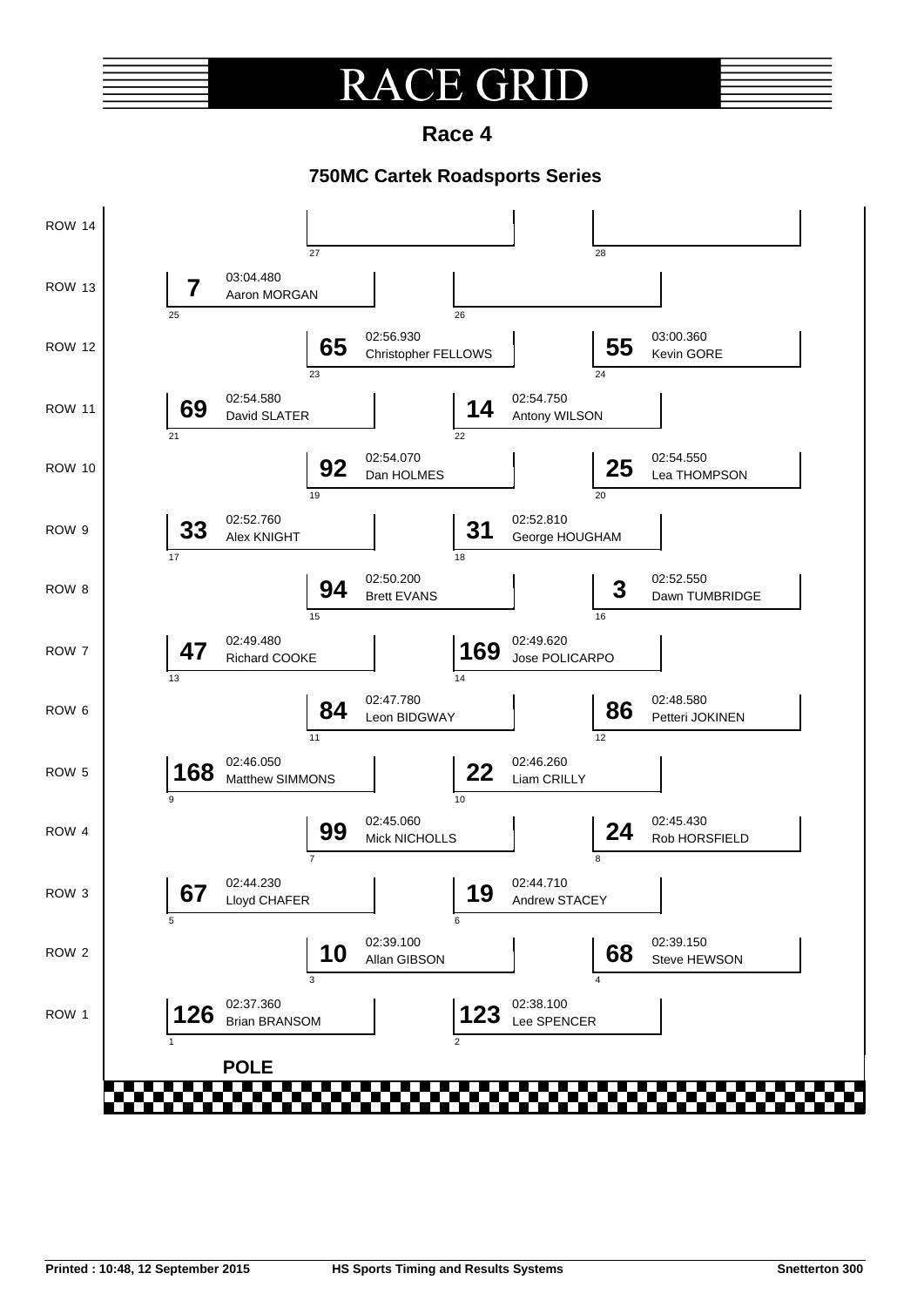# RACE GRID

## Race 4

### 750MC Cartek Roadsports Series

| Row | Position | Car No. | Driver | Time |
|---|---|---|---|---|
| ROW 14 | 27 | | | |
| ROW 14 | 28 | | | |
| ROW 13 | 25 | 7 | Aaron MORGAN | 03:04.480 |
| ROW 13 | 26 | | | |
| ROW 12 | 23 | 65 | Christopher FELLOWS | 02:56.930 |
| ROW 12 | 24 | 55 | Kevin GORE | 03:00.360 |
| ROW 11 | 21 | 69 | David SLATER | 02:54.580 |
| ROW 11 | 22 | 14 | Antony WILSON | 02:54.750 |
| ROW 10 | 19 | 92 | Dan HOLMES | 02:54.070 |
| ROW 10 | 20 | 25 | Lea THOMPSON | 02:54.550 |
| ROW 9 | 17 | 33 | Alex KNIGHT | 02:52.760 |
| ROW 9 | 18 | 31 | George HOUGHAM | 02:52.810 |
| ROW 8 | 15 | 94 | Brett EVANS | 02:50.200 |
| ROW 8 | 16 | 3 | Dawn TUMBRIDGE | 02:52.550 |
| ROW 7 | 13 | 47 | Richard COOKE | 02:49.480 |
| ROW 7 | 14 | 169 | Jose POLICARPO | 02:49.620 |
| ROW 6 | 11 | 84 | Leon BIDGWAY | 02:47.780 |
| ROW 6 | 12 | 86 | Petteri JOKINEN | 02:48.580 |
| ROW 5 | 9 | 168 | Matthew SIMMONS | 02:46.050 |
| ROW 5 | 10 | 22 | Liam CRILLY | 02:46.260 |
| ROW 4 | 7 | 99 | Mick NICHOLLS | 02:45.060 |
| ROW 4 | 8 | 24 | Rob HORSFIELD | 02:45.430 |
| ROW 3 | 5 | 67 | Lloyd CHAFER | 02:44.230 |
| ROW 3 | 6 | 19 | Andrew STACEY | 02:44.710 |
| ROW 2 | 3 | 10 | Allan GIBSON | 02:39.100 |
| ROW 2 | 4 | 68 | Steve HEWSON | 02:39.150 |
| ROW 1 | 1 | 126 | Brian BRANSOM | 02:37.360 |
| ROW 1 | 2 | 123 | Lee SPENCER | 02:38.100 |

**POLE**

Printed : 10:48, 12 September 2015 | HS Sports Timing and Results Systems | Snetterton 300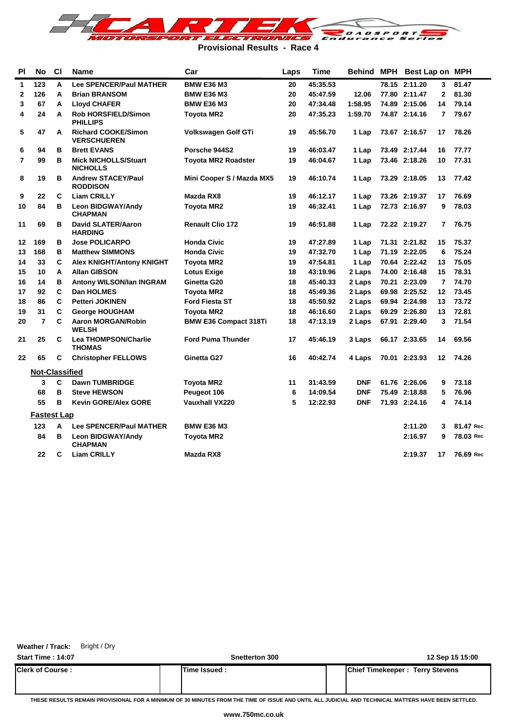# Provisional Results - Race 4

| Pl | No | Cl | Name | Car | Laps | Time | Behind | MPH | Best Lap | on | MPH |
|---|---|---|---|---|---|---|---|---|---|---|---|
| 1 | 123 | A | Lee SPENCER/Paul MATHER | BMW E36 M3 | 20 | 45:35.53 | | 78.15 | 2:11.20 | 3 | 81.47 |
| 2 | 126 | A | Brian BRANSOM | BMW E36 M3 | 20 | 45:47.59 | 12.06 | 77.80 | 2:11.47 | 2 | 81.30 |
| 3 | 67 | A | Lloyd CHAFER | BMW E36 M3 | 20 | 47:34.48 | 1:58.95 | 74.89 | 2:15.06 | 14 | 79.14 |
| 4 | 24 | A | Rob HORSFIELD/Simon PHILLIPS | Toyota MR2 | 20 | 47:35.23 | 1:59.70 | 74.87 | 2:14.16 | 7 | 79.67 |
| 5 | 47 | A | Richard COOKE/Simon VERSCHUEREN | Volkswagen Golf GTi | 19 | 45:56.70 | 1 Lap | 73.67 | 2:16.57 | 17 | 78.26 |
| 6 | 94 | B | Brett EVANS | Porsche 944S2 | 19 | 46:03.47 | 1 Lap | 73.49 | 2:17.44 | 16 | 77.77 |
| 7 | 99 | B | Mick NICHOLLS/Stuart NICHOLLS | Toyota MR2 Roadster | 19 | 46:04.67 | 1 Lap | 73.46 | 2:18.26 | 10 | 77.31 |
| 8 | 19 | B | Andrew STACEY/Paul RODDISON | Mini Cooper S / Mazda MX5 | 19 | 46:10.74 | 1 Lap | 73.29 | 2:18.05 | 13 | 77.42 |
| 9 | 22 | C | Liam CRILLY | Mazda RX8 | 19 | 46:12.17 | 1 Lap | 73.26 | 2:19.37 | 17 | 76.69 |
| 10 | 84 | B | Leon BIDGWAY/Andy CHAPMAN | Toyota MR2 | 19 | 46:32.41 | 1 Lap | 72.73 | 2:16.97 | 9 | 78.03 |
| 11 | 69 | B | David SLATER/Aaron HARDING | Renault Clio 172 | 19 | 46:51.88 | 1 Lap | 72.22 | 2:19.27 | 7 | 76.75 |
| 12 | 169 | B | Jose POLICARPO | Honda Civic | 19 | 47:27.89 | 1 Lap | 71.31 | 2:21.82 | 15 | 75.37 |
| 13 | 168 | B | Matthew SIMMONS | Honda Civic | 19 | 47:32.70 | 1 Lap | 71.19 | 2:22.05 | 6 | 75.24 |
| 14 | 33 | C | Alex KNIGHT/Antony KNIGHT | Toyota MR2 | 19 | 47:54.81 | 1 Lap | 70.64 | 2:22.42 | 13 | 75.05 |
| 15 | 10 | A | Allan GIBSON | Lotus Exige | 18 | 43:19.96 | 2 Laps | 74.00 | 2:16.48 | 15 | 78.31 |
| 16 | 14 | B | Antony WILSON/Ian INGRAM | Ginetta G20 | 18 | 45:40.33 | 2 Laps | 70.21 | 2:23.09 | 7 | 74.70 |
| 17 | 92 | C | Dan HOLMES | Toyota MR2 | 18 | 45:49.36 | 2 Laps | 69.98 | 2:25.52 | 12 | 73.45 |
| 18 | 86 | C | Petteri JOKINEN | Ford Fiesta ST | 18 | 45:50.92 | 2 Laps | 69.94 | 2:24.98 | 13 | 73.72 |
| 19 | 31 | C | George HOUGHAM | Toyota MR2 | 18 | 46:16.60 | 2 Laps | 69.29 | 2:26.80 | 13 | 72.81 |
| 20 | 7 | C | Aaron MORGAN/Robin WELSH | BMW E36 Compact 318Ti | 18 | 47:13.19 | 2 Laps | 67.91 | 2:29.40 | 3 | 71.54 |
| 21 | 25 | C | Lea THOMPSON/Charlie THOMAS | Ford Puma Thunder | 17 | 45:46.19 | 3 Laps | 66.17 | 2:33.65 | 14 | 69.56 |
| 22 | 65 | C | Christopher FELLOWS | Ginetta G27 | 16 | 40:42.74 | 4 Laps | 70.01 | 2:23.93 | 12 | 74.26 |
| **Not-Classified** | | | | | | | | | | | |
| | 3 | C | Dawn TUMBRIDGE | Toyota MR2 | 11 | 31:43.59 | DNF | 61.76 | 2:26.06 | 9 | 73.18 |
| | 68 | B | Steve HEWSON | Peugeot 106 | 6 | 14:09.54 | DNF | 75.49 | 2:18.88 | 5 | 76.96 |
| | 55 | B | Kevin GORE/Alex GORE | Vauxhall VX220 | 5 | 12:22.93 | DNF | 71.93 | 2:24.16 | 4 | 74.14 |
| **Fastest Lap** | | | | | | | | | | | |
| | 123 | A | Lee SPENCER/Paul MATHER | BMW E36 M3 | | | | | 2:11.20 | 3 | 81.47 Rec |
| | 84 | B | Leon BIDGWAY/Andy CHAPMAN | Toyota MR2 | | | | | 2:16.97 | 9 | 78.03 Rec |
| | 22 | C | Liam CRILLY | Mazda RX8 | | | | | 2:19.37 | 17 | 76.69 Rec |

**Weather / Track:** Bright / Dry

**Start Time : 14:07** | **Snetterton 300** | **12 Sep 15 15:00**

| Clerk of Course : | Time Issued : | Chief Timekeeper : Terry Stevens |
|---|---|---|

THESE RESULTS REMAIN PROVISIONAL FOR A MINIMUM OF 30 MINUTES FROM THE TIME OF ISSUE AND UNTIL ALL JUDICIAL AND TECHNICAL MATTERS HAVE BEEN SETTLED.

www.750mc.co.uk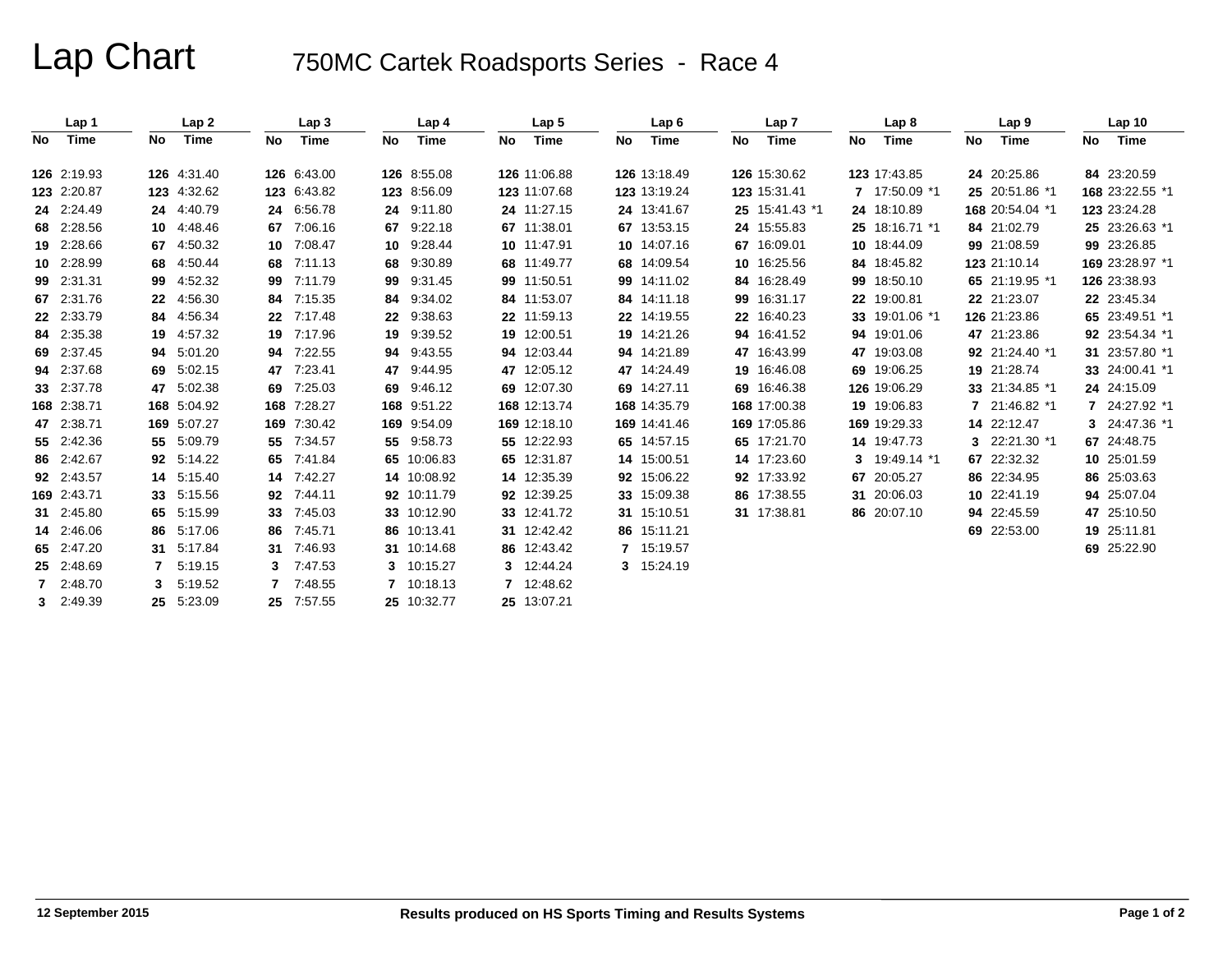# Lap Chart

## 750MC Cartek Roadsports Series - Race 4

| Lap 1 | | Lap 2 | | Lap 3 | | Lap 4 | | Lap 5 | | Lap 6 | | Lap 7 | | Lap 8 | | Lap 9 | | Lap 10 | |
|---|---|---|---|---|---|---|---|---|---|---|---|---|---|---|---|---|---|---|---|
| No | Time | No | Time | No | Time | No | Time | No | Time | No | Time | No | Time | No | Time | No | Time | No | Time |
| 126 | 2:19.93 | 126 | 4:31.40 | 126 | 6:43.00 | 126 | 8:55.08 | 126 | 11:06.88 | 126 | 13:18.49 | 126 | 15:30.62 | 123 | 17:43.85 | 24 | 20:25.86 | 84 | 23:20.59 |
| 123 | 2:20.87 | 123 | 4:32.62 | 123 | 6:43.82 | 123 | 8:56.09 | 123 | 11:07.68 | 123 | 13:19.24 | 123 | 15:31.41 | 7 | 17:50.09 *1 | 25 | 20:51.86 *1 | 168 | 23:22.55 *1 |
| 24 | 2:24.49 | 24 | 4:40.79 | 24 | 6:56.78 | 24 | 9:11.80 | 24 | 11:27.15 | 24 | 13:41.67 | 25 | 15:41.43 *1 | 24 | 18:10.89 | 168 | 20:54.04 *1 | 123 | 23:24.28 |
| 68 | 2:28.56 | 10 | 4:48.46 | 67 | 7:06.16 | 67 | 9:22.18 | 67 | 11:38.01 | 67 | 13:53.15 | 24 | 15:55.83 | 25 | 18:16.71 *1 | 84 | 21:02.79 | 25 | 23:26.63 *1 |
| 19 | 2:28.66 | 67 | 4:50.32 | 10 | 7:08.47 | 10 | 9:28.44 | 10 | 11:47.91 | 10 | 14:07.16 | 67 | 16:09.01 | 10 | 18:44.09 | 99 | 21:08.59 | 99 | 23:26.85 |
| 10 | 2:28.99 | 68 | 4:50.44 | 68 | 7:11.13 | 68 | 9:30.89 | 68 | 11:49.77 | 68 | 14:09.54 | 10 | 16:25.56 | 84 | 18:45.82 | 123 | 21:10.14 | 169 | 23:28.97 *1 |
| 99 | 2:31.31 | 99 | 4:52.32 | 99 | 7:11.79 | 99 | 9:31.45 | 99 | 11:50.51 | 99 | 14:11.02 | 84 | 16:28.49 | 99 | 18:50.10 | 65 | 21:19.95 *1 | 126 | 23:38.93 |
| 67 | 2:31.76 | 22 | 4:56.30 | 84 | 7:15.35 | 84 | 9:34.02 | 84 | 11:53.07 | 84 | 14:11.18 | 99 | 16:31.17 | 22 | 19:00.81 | 22 | 21:23.07 | 22 | 23:45.34 |
| 22 | 2:33.79 | 84 | 4:56.34 | 22 | 7:17.48 | 22 | 9:38.63 | 22 | 11:59.13 | 22 | 14:19.55 | 22 | 16:40.23 | 33 | 19:01.06 *1 | 126 | 21:23.86 | 65 | 23:49.51 *1 |
| 84 | 2:35.38 | 19 | 4:57.32 | 19 | 7:17.96 | 19 | 9:39.52 | 19 | 12:00.51 | 19 | 14:21.26 | 94 | 16:41.52 | 94 | 19:01.06 | 47 | 21:23.86 | 92 | 23:54.34 *1 |
| 69 | 2:37.45 | 94 | 5:01.20 | 94 | 7:22.55 | 94 | 9:43.55 | 94 | 12:03.44 | 94 | 14:21.89 | 47 | 16:43.99 | 47 | 19:03.08 | 92 | 21:24.40 *1 | 31 | 23:57.80 *1 |
| 94 | 2:37.68 | 69 | 5:02.15 | 47 | 7:23.41 | 47 | 9:44.95 | 47 | 12:05.12 | 47 | 14:24.49 | 19 | 16:46.08 | 69 | 19:06.25 | 19 | 21:28.74 | 33 | 24:00.41 *1 |
| 33 | 2:37.78 | 47 | 5:02.38 | 69 | 7:25.03 | 69 | 9:46.12 | 69 | 12:07.30 | 69 | 14:27.11 | 69 | 16:46.38 | 126 | 19:06.29 | 33 | 21:34.85 *1 | 24 | 24:15.09 |
| 168 | 2:38.71 | 168 | 5:04.92 | 168 | 7:28.27 | 168 | 9:51.22 | 168 | 12:13.74 | 168 | 14:35.79 | 168 | 17:00.38 | 19 | 19:06.83 | 7 | 21:46.82 *1 | 7 | 24:27.92 *1 |
| 47 | 2:38.71 | 169 | 5:07.27 | 169 | 7:30.42 | 169 | 9:54.09 | 169 | 12:18.10 | 169 | 14:41.46 | 169 | 17:05.86 | 169 | 19:29.33 | 14 | 22:12.47 | 3 | 24:47.36 *1 |
| 55 | 2:42.36 | 55 | 5:09.79 | 55 | 7:34.57 | 55 | 9:58.73 | 55 | 12:22.93 | 65 | 14:57.15 | 65 | 17:21.70 | 14 | 19:47.73 | 3 | 22:21.30 *1 | 67 | 24:48.75 |
| 86 | 2:42.67 | 92 | 5:14.22 | 65 | 7:41.84 | 65 | 10:06.83 | 65 | 12:31.87 | 14 | 15:00.51 | 14 | 17:23.60 | 3 | 19:49.14 *1 | 67 | 22:32.32 | 10 | 25:01.59 |
| 92 | 2:43.57 | 14 | 5:15.40 | 14 | 7:42.27 | 14 | 10:08.92 | 14 | 12:35.39 | 92 | 15:06.22 | 92 | 17:33.92 | 67 | 20:05.27 | 86 | 22:34.95 | 86 | 25:03.63 |
| 169 | 2:43.71 | 33 | 5:15.56 | 92 | 7:44.11 | 92 | 10:11.79 | 92 | 12:39.25 | 33 | 15:09.38 | 86 | 17:38.55 | 31 | 20:06.03 | 10 | 22:41.19 | 94 | 25:07.04 |
| 31 | 2:45.80 | 65 | 5:15.99 | 33 | 7:45.03 | 33 | 10:12.90 | 33 | 12:41.72 | 31 | 15:10.51 | 31 | 17:38.81 | 86 | 20:07.10 | 94 | 22:45.59 | 47 | 25:10.50 |
| 14 | 2:46.06 | 86 | 5:17.06 | 86 | 7:45.71 | 86 | 10:13.41 | 31 | 12:42.42 | 86 | 15:11.21 | | | | | 69 | 22:53.00 | 19 | 25:11.81 |
| 65 | 2:47.20 | 31 | 5:17.84 | 31 | 7:46.93 | 31 | 10:14.68 | 86 | 12:43.42 | 7 | 15:19.57 | | | | | | | 69 | 25:22.90 |
| 25 | 2:48.69 | 7 | 5:19.15 | 3 | 7:47.53 | 3 | 10:15.27 | 3 | 12:44.24 | 3 | 15:24.19 | | | | | | | | |
| 7 | 2:48.70 | 3 | 5:19.52 | 7 | 7:48.55 | 7 | 10:18.13 | 7 | 12:48.62 | | | | | | | | | | |
| 3 | 2:49.39 | 25 | 5:23.09 | 25 | 7:57.55 | 25 | 10:32.77 | 25 | 13:07.21 | | | | | | | | | | |

12 September 2015

Results produced on HS Sports Timing and Results Systems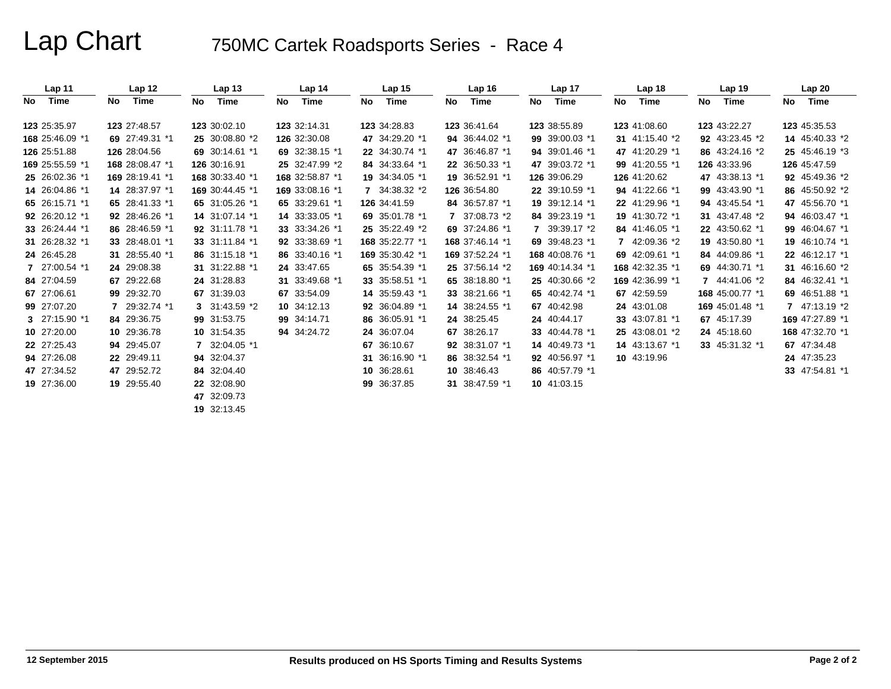# Lap Chart

## 750MC Cartek Roadsports Series - Race 4

| Lap 11 | | Lap 12 | | Lap 13 | | Lap 14 | | Lap 15 | | Lap 16 | | Lap 17 | | Lap 18 | | Lap 19 | | Lap 20 | |
|---|---|---|---|---|---|---|---|---|---|---|---|---|---|---|---|---|---|---|---|
| No | Time | No | Time | No | Time | No | Time | No | Time | No | Time | No | Time | No | Time | No | Time | No | Time |
| 123 | 25:35.97 | 123 | 27:48.57 | 123 | 30:02.10 | 123 | 32:14.31 | 123 | 34:28.83 | 123 | 36:41.64 | 123 | 38:55.89 | 123 | 41:08.60 | 123 | 43:22.27 | 123 | 45:35.53 |
| 168 | 25:46.09 *1 | 69 | 27:49.31 *1 | 25 | 30:08.80 *2 | 126 | 32:30.08 | 47 | 34:29.20 *1 | 94 | 36:44.02 *1 | 99 | 39:00.03 *1 | 31 | 41:15.40 *2 | 92 | 43:23.45 *2 | 14 | 45:40.33 *2 |
| 126 | 25:51.88 | 126 | 28:04.56 | 69 | 30:14.61 *1 | 69 | 32:38.15 *1 | 22 | 34:30.74 *1 | 47 | 36:46.87 *1 | 94 | 39:01.46 *1 | 47 | 41:20.29 *1 | 86 | 43:24.16 *2 | 25 | 45:46.19 *3 |
| 169 | 25:55.59 *1 | 168 | 28:08.47 *1 | 126 | 30:16.91 | 25 | 32:47.99 *2 | 84 | 34:33.64 *1 | 22 | 36:50.33 *1 | 47 | 39:03.72 *1 | 99 | 41:20.55 *1 | 126 | 43:33.96 | 126 | 45:47.59 |
| 25 | 26:02.36 *1 | 169 | 28:19.41 *1 | 168 | 30:33.40 *1 | 168 | 32:58.87 *1 | 19 | 34:34.05 *1 | 19 | 36:52.91 *1 | 126 | 39:06.29 | 126 | 41:20.62 | 47 | 43:38.13 *1 | 92 | 45:49.36 *2 |
| 14 | 26:04.86 *1 | 14 | 28:37.97 *1 | 169 | 30:44.45 *1 | 169 | 33:08.16 *1 | 7 | 34:38.32 *2 | 126 | 36:54.80 | 22 | 39:10.59 *1 | 94 | 41:22.66 *1 | 99 | 43:43.90 *1 | 86 | 45:50.92 *2 |
| 65 | 26:15.71 *1 | 65 | 28:41.33 *1 | 65 | 31:05.26 *1 | 65 | 33:29.61 *1 | 126 | 34:41.59 | 84 | 36:57.87 *1 | 19 | 39:12.14 *1 | 22 | 41:29.96 *1 | 94 | 43:45.54 *1 | 47 | 45:56.70 *1 |
| 92 | 26:20.12 *1 | 92 | 28:46.26 *1 | 14 | 31:07.14 *1 | 14 | 33:33.05 *1 | 69 | 35:01.78 *1 | 7 | 37:08.73 *2 | 84 | 39:23.19 *1 | 19 | 41:30.72 *1 | 31 | 43:47.48 *2 | 94 | 46:03.47 *1 |
| 33 | 26:24.44 *1 | 86 | 28:46.59 *1 | 92 | 31:11.78 *1 | 33 | 33:34.26 *1 | 25 | 35:22.49 *2 | 69 | 37:24.86 *1 | 7 | 39:39.17 *2 | 84 | 41:46.05 *1 | 22 | 43:50.62 *1 | 99 | 46:04.67 *1 |
| 31 | 26:28.32 *1 | 33 | 28:48.01 *1 | 33 | 31:11.84 *1 | 92 | 33:38.69 *1 | 168 | 35:22.77 *1 | 168 | 37:46.14 *1 | 69 | 39:48.23 *1 | 7 | 42:09.36 *2 | 19 | 43:50.80 *1 | 19 | 46:10.74 *1 |
| 24 | 26:45.28 | 31 | 28:55.40 *1 | 86 | 31:15.18 *1 | 86 | 33:40.16 *1 | 169 | 35:30.42 *1 | 169 | 37:52.24 *1 | 168 | 40:08.76 *1 | 69 | 42:09.61 *1 | 84 | 44:09.86 *1 | 22 | 46:12.17 *1 |
| 7 | 27:00.54 *1 | 24 | 29:08.38 | 31 | 31:22.88 *1 | 24 | 33:47.65 | 65 | 35:54.39 *1 | 25 | 37:56.14 *2 | 169 | 40:14.34 *1 | 168 | 42:32.35 *1 | 69 | 44:30.71 *1 | 31 | 46:16.60 *2 |
| 84 | 27:04.59 | 67 | 29:22.68 | 24 | 31:28.83 | 31 | 33:49.68 *1 | 33 | 35:58.51 *1 | 65 | 38:18.80 *1 | 25 | 40:30.66 *2 | 169 | 42:36.99 *1 | 7 | 44:41.06 *2 | 84 | 46:32.41 *1 |
| 67 | 27:06.61 | 99 | 29:32.70 | 67 | 31:39.03 | 67 | 33:54.09 | 14 | 35:59.43 *1 | 33 | 38:21.66 *1 | 65 | 40:42.74 *1 | 67 | 42:59.59 | 168 | 45:00.77 *1 | 69 | 46:51.88 *1 |
| 99 | 27:07.20 | 7 | 29:32.74 *1 | 3 | 31:43.59 *2 | 10 | 34:12.13 | 92 | 36:04.89 *1 | 14 | 38:24.55 *1 | 67 | 40:42.98 | 24 | 43:01.08 | 169 | 45:01.48 *1 | 7 | 47:13.19 *2 |
| 3 | 27:15.90 *1 | 84 | 29:36.75 | 99 | 31:53.75 | 99 | 34:14.71 | 86 | 36:05.91 *1 | 24 | 38:25.45 | 24 | 40:44.17 | 33 | 43:07.81 *1 | 67 | 45:17.39 | 169 | 47:27.89 *1 |
| 10 | 27:20.00 | 10 | 29:36.78 | 10 | 31:54.35 | 94 | 34:24.72 | 24 | 36:07.04 | 67 | 38:26.17 | 33 | 40:44.78 *1 | 25 | 43:08.01 *2 | 24 | 45:18.60 | 168 | 47:32.70 *1 |
| 22 | 27:25.43 | 94 | 29:45.07 | 7 | 32:04.05 *1 | | | 67 | 36:10.67 | 92 | 38:31.07 *1 | 14 | 40:49.73 *1 | 14 | 43:13.67 *1 | 33 | 45:31.32 *1 | 67 | 47:34.48 |
| 94 | 27:26.08 | 22 | 29:49.11 | 94 | 32:04.37 | | | 31 | 36:16.90 *1 | 86 | 38:32.54 *1 | 92 | 40:56.97 *1 | 10 | 43:19.96 | | | 24 | 47:35.23 |
| 47 | 27:34.52 | 47 | 29:52.72 | 84 | 32:04.40 | | | 10 | 36:28.61 | 10 | 38:46.43 | 86 | 40:57.79 *1 | | | | | 33 | 47:54.81 *1 |
| 19 | 27:36.00 | 19 | 29:55.40 | 22 | 32:08.90 | | | 99 | 36:37.85 | 31 | 38:47.59 *1 | 10 | 41:03.15 | | | | | | |
| | | | | 47 | 32:09.73 | | | | | | | | | | | | | | |
| | | | | 19 | 32:13.45 | | | | | | | | | | | | | | |

12 September 2015

Results produced on HS Sports Timing and Results Systems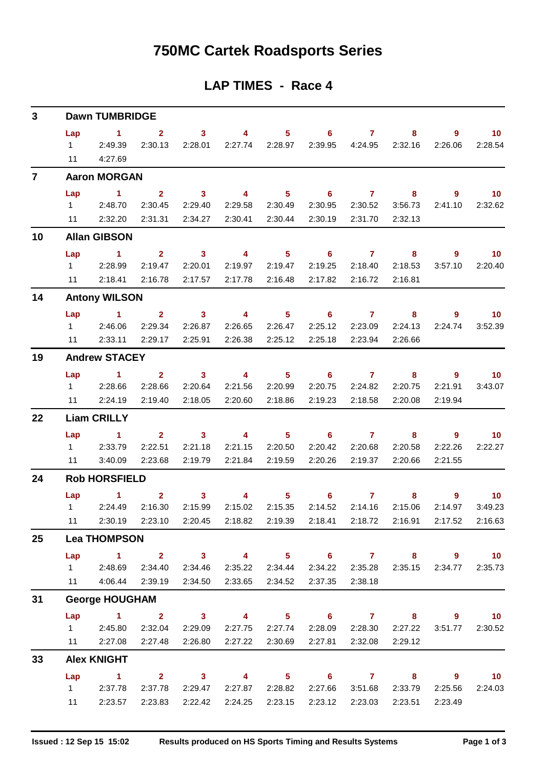# 750MC Cartek Roadsports Series

## LAP TIMES - Race 4

### 3 Dawn TUMBRIDGE

| Lap | 1 | 2 | 3 | 4 | 5 | 6 | 7 | 8 | 9 | 10 |
|---|---|---|---|---|---|---|---|---|---|---|
| 1 | 2:49.39 | 2:30.13 | 2:28.01 | 2:27.74 | 2:28.97 | 2:39.95 | 4:24.95 | 2:32.16 | 2:26.06 | 2:28.54 |
| 11 | 4:27.69 | | | | | | | | | |

### 7 Aaron MORGAN

| Lap | 1 | 2 | 3 | 4 | 5 | 6 | 7 | 8 | 9 | 10 |
|---|---|---|---|---|---|---|---|---|---|---|
| 1 | 2:48.70 | 2:30.45 | 2:29.40 | 2:29.58 | 2:30.49 | 2:30.95 | 2:30.52 | 3:56.73 | 2:41.10 | 2:32.62 |
| 11 | 2:32.20 | 2:31.31 | 2:34.27 | 2:30.41 | 2:30.44 | 2:30.19 | 2:31.70 | 2:32.13 | | |

### 10 Allan GIBSON

| Lap | 1 | 2 | 3 | 4 | 5 | 6 | 7 | 8 | 9 | 10 |
|---|---|---|---|---|---|---|---|---|---|---|
| 1 | 2:28.99 | 2:19.47 | 2:20.01 | 2:19.97 | 2:19.47 | 2:19.25 | 2:18.40 | 2:18.53 | 3:57.10 | 2:20.40 |
| 11 | 2:18.41 | 2:16.78 | 2:17.57 | 2:17.78 | 2:16.48 | 2:17.82 | 2:16.72 | 2:16.81 | | |

### 14 Antony WILSON

| Lap | 1 | 2 | 3 | 4 | 5 | 6 | 7 | 8 | 9 | 10 |
|---|---|---|---|---|---|---|---|---|---|---|
| 1 | 2:46.06 | 2:29.34 | 2:26.87 | 2:26.65 | 2:26.47 | 2:25.12 | 2:23.09 | 2:24.13 | 2:24.74 | 3:52.39 |
| 11 | 2:33.11 | 2:29.17 | 2:25.91 | 2:26.38 | 2:25.12 | 2:25.18 | 2:23.94 | 2:26.66 | | |

### 19 Andrew STACEY

| Lap | 1 | 2 | 3 | 4 | 5 | 6 | 7 | 8 | 9 | 10 |
|---|---|---|---|---|---|---|---|---|---|---|
| 1 | 2:28.66 | 2:28.66 | 2:20.64 | 2:21.56 | 2:20.99 | 2:20.75 | 2:24.82 | 2:20.75 | 2:21.91 | 3:43.07 |
| 11 | 2:24.19 | 2:19.40 | 2:18.05 | 2:20.60 | 2:18.86 | 2:19.23 | 2:18.58 | 2:20.08 | 2:19.94 | |

### 22 Liam CRILLY

| Lap | 1 | 2 | 3 | 4 | 5 | 6 | 7 | 8 | 9 | 10 |
|---|---|---|---|---|---|---|---|---|---|---|
| 1 | 2:33.79 | 2:22.51 | 2:21.18 | 2:21.15 | 2:20.50 | 2:20.42 | 2:20.68 | 2:20.58 | 2:22.26 | 2:22.27 |
| 11 | 3:40.09 | 2:23.68 | 2:19.79 | 2:21.84 | 2:19.59 | 2:20.26 | 2:19.37 | 2:20.66 | 2:21.55 | |

### 24 Rob HORSFIELD

| Lap | 1 | 2 | 3 | 4 | 5 | 6 | 7 | 8 | 9 | 10 |
|---|---|---|---|---|---|---|---|---|---|---|
| 1 | 2:24.49 | 2:16.30 | 2:15.99 | 2:15.02 | 2:15.35 | 2:14.52 | 2:14.16 | 2:15.06 | 2:14.97 | 3:49.23 |
| 11 | 2:30.19 | 2:23.10 | 2:20.45 | 2:18.82 | 2:19.39 | 2:18.41 | 2:18.72 | 2:16.91 | 2:17.52 | 2:16.63 |

### 25 Lea THOMPSON

| Lap | 1 | 2 | 3 | 4 | 5 | 6 | 7 | 8 | 9 | 10 |
|---|---|---|---|---|---|---|---|---|---|---|
| 1 | 2:48.69 | 2:34.40 | 2:34.46 | 2:35.22 | 2:34.44 | 2:34.22 | 2:35.28 | 2:35.15 | 2:34.77 | 2:35.73 |
| 11 | 4:06.44 | 2:39.19 | 2:34.50 | 2:33.65 | 2:34.52 | 2:37.35 | 2:38.18 | | | |

### 31 George HOUGHAM

| Lap | 1 | 2 | 3 | 4 | 5 | 6 | 7 | 8 | 9 | 10 |
|---|---|---|---|---|---|---|---|---|---|---|
| 1 | 2:45.80 | 2:32.04 | 2:29.09 | 2:27.75 | 2:27.74 | 2:28.09 | 2:28.30 | 2:27.22 | 3:51.77 | 2:30.52 |
| 11 | 2:27.08 | 2:27.48 | 2:26.80 | 2:27.22 | 2:30.69 | 2:27.81 | 2:32.08 | 2:29.12 | | |

### 33 Alex KNIGHT

| Lap | 1 | 2 | 3 | 4 | 5 | 6 | 7 | 8 | 9 | 10 |
|---|---|---|---|---|---|---|---|---|---|---|
| 1 | 2:37.78 | 2:37.78 | 2:29.47 | 2:27.87 | 2:28.82 | 2:27.66 | 3:51.68 | 2:33.79 | 2:25.56 | 2:24.03 |
| 11 | 2:23.57 | 2:23.83 | 2:22.42 | 2:24.25 | 2:23.15 | 2:23.12 | 2:23.03 | 2:23.51 | 2:23.49 | |

Issued : 12 Sep 15 15:02 Results produced on HS Sports Timing and Results Systems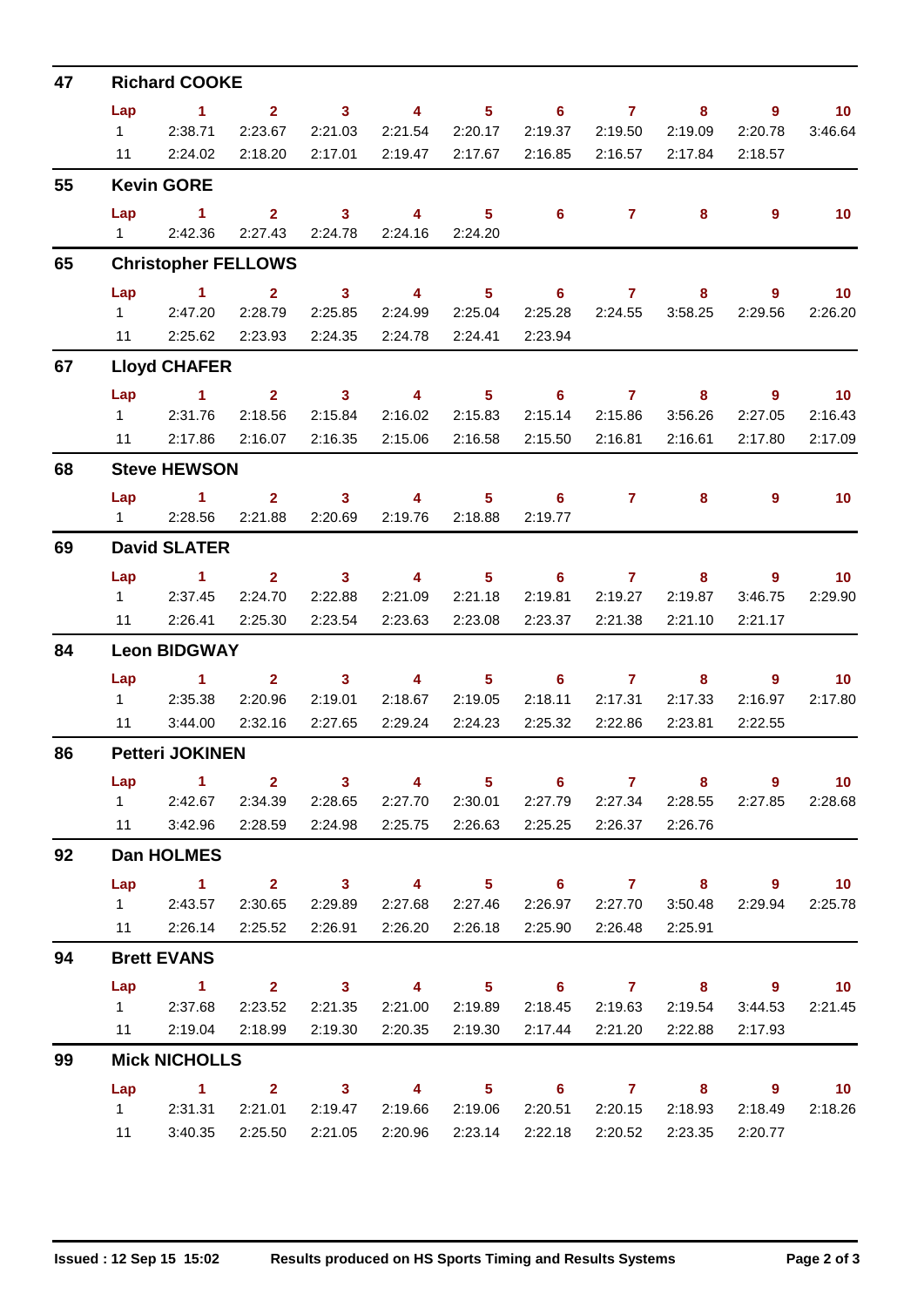## 47 Richard COOKE

| Lap | 1 | 2 | 3 | 4 | 5 | 6 | 7 | 8 | 9 | 10 |
|---|---|---|---|---|---|---|---|---|---|---|
| 1 | 2:38.71 | 2:23.67 | 2:21.03 | 2:21.54 | 2:20.17 | 2:19.37 | 2:19.50 | 2:19.09 | 2:20.78 | 3:46.64 |
| 11 | 2:24.02 | 2:18.20 | 2:17.01 | 2:19.47 | 2:17.67 | 2:16.85 | 2:16.57 | 2:17.84 | 2:18.57 | |

## 55 Kevin GORE

| Lap | 1 | 2 | 3 | 4 | 5 | 6 | 7 | 8 | 9 | 10 |
|---|---|---|---|---|---|---|---|---|---|---|
| 1 | 2:42.36 | 2:27.43 | 2:24.78 | 2:24.16 | 2:24.20 | | | | | |

## 65 Christopher FELLOWS

| Lap | 1 | 2 | 3 | 4 | 5 | 6 | 7 | 8 | 9 | 10 |
|---|---|---|---|---|---|---|---|---|---|---|
| 1 | 2:47.20 | 2:28.79 | 2:25.85 | 2:24.99 | 2:25.04 | 2:25.28 | 2:24.55 | 3:58.25 | 2:29.56 | 2:26.20 |
| 11 | 2:25.62 | 2:23.93 | 2:24.35 | 2:24.78 | 2:24.41 | 2:23.94 | | | | |

## 67 Lloyd CHAFER

| Lap | 1 | 2 | 3 | 4 | 5 | 6 | 7 | 8 | 9 | 10 |
|---|---|---|---|---|---|---|---|---|---|---|
| 1 | 2:31.76 | 2:18.56 | 2:15.84 | 2:16.02 | 2:15.83 | 2:15.14 | 2:15.86 | 3:56.26 | 2:27.05 | 2:16.43 |
| 11 | 2:17.86 | 2:16.07 | 2:16.35 | 2:15.06 | 2:16.58 | 2:15.50 | 2:16.81 | 2:16.61 | 2:17.80 | 2:17.09 |

## 68 Steve HEWSON

| Lap | 1 | 2 | 3 | 4 | 5 | 6 | 7 | 8 | 9 | 10 |
|---|---|---|---|---|---|---|---|---|---|---|
| 1 | 2:28.56 | 2:21.88 | 2:20.69 | 2:19.76 | 2:18.88 | 2:19.77 | | | | |

## 69 David SLATER

| Lap | 1 | 2 | 3 | 4 | 5 | 6 | 7 | 8 | 9 | 10 |
|---|---|---|---|---|---|---|---|---|---|---|
| 1 | 2:37.45 | 2:24.70 | 2:22.88 | 2:21.09 | 2:21.18 | 2:19.81 | 2:19.27 | 2:19.87 | 3:46.75 | 2:29.90 |
| 11 | 2:26.41 | 2:25.30 | 2:23.54 | 2:23.63 | 2:23.08 | 2:23.37 | 2:21.38 | 2:21.10 | 2:21.17 | |

## 84 Leon BIDGWAY

| Lap | 1 | 2 | 3 | 4 | 5 | 6 | 7 | 8 | 9 | 10 |
|---|---|---|---|---|---|---|---|---|---|---|
| 1 | 2:35.38 | 2:20.96 | 2:19.01 | 2:18.67 | 2:19.05 | 2:18.11 | 2:17.31 | 2:17.33 | 2:16.97 | 2:17.80 |
| 11 | 3:44.00 | 2:32.16 | 2:27.65 | 2:29.24 | 2:24.23 | 2:25.32 | 2:22.86 | 2:23.81 | 2:22.55 | |

## 86 Petteri JOKINEN

| Lap | 1 | 2 | 3 | 4 | 5 | 6 | 7 | 8 | 9 | 10 |
|---|---|---|---|---|---|---|---|---|---|---|
| 1 | 2:42.67 | 2:34.39 | 2:28.65 | 2:27.70 | 2:30.01 | 2:27.79 | 2:27.34 | 2:28.55 | 2:27.85 | 2:28.68 |
| 11 | 3:42.96 | 2:28.59 | 2:24.98 | 2:25.75 | 2:26.63 | 2:25.25 | 2:26.37 | 2:26.76 | | |

## 92 Dan HOLMES

| Lap | 1 | 2 | 3 | 4 | 5 | 6 | 7 | 8 | 9 | 10 |
|---|---|---|---|---|---|---|---|---|---|---|
| 1 | 2:43.57 | 2:30.65 | 2:29.89 | 2:27.68 | 2:27.46 | 2:26.97 | 2:27.70 | 3:50.48 | 2:29.94 | 2:25.78 |
| 11 | 2:26.14 | 2:25.52 | 2:26.91 | 2:26.20 | 2:26.18 | 2:25.90 | 2:26.48 | 2:25.91 | | |

## 94 Brett EVANS

| Lap | 1 | 2 | 3 | 4 | 5 | 6 | 7 | 8 | 9 | 10 |
|---|---|---|---|---|---|---|---|---|---|---|
| 1 | 2:37.68 | 2:23.52 | 2:21.35 | 2:21.00 | 2:19.89 | 2:18.45 | 2:19.63 | 2:19.54 | 3:44.53 | 2:21.45 |
| 11 | 2:19.04 | 2:18.99 | 2:19.30 | 2:20.35 | 2:19.30 | 2:17.44 | 2:21.20 | 2:22.88 | 2:17.93 | |

## 99 Mick NICHOLLS

| Lap | 1 | 2 | 3 | 4 | 5 | 6 | 7 | 8 | 9 | 10 |
|---|---|---|---|---|---|---|---|---|---|---|
| 1 | 2:31.31 | 2:21.01 | 2:19.47 | 2:19.66 | 2:19.06 | 2:20.51 | 2:20.15 | 2:18.93 | 2:18.49 | 2:18.26 |
| 11 | 3:40.35 | 2:25.50 | 2:21.05 | 2:20.96 | 2:23.14 | 2:22.18 | 2:20.52 | 2:23.35 | 2:20.77 | |

**Issued : 12 Sep 15 15:02** **Results produced on HS Sports Timing and Results Systems**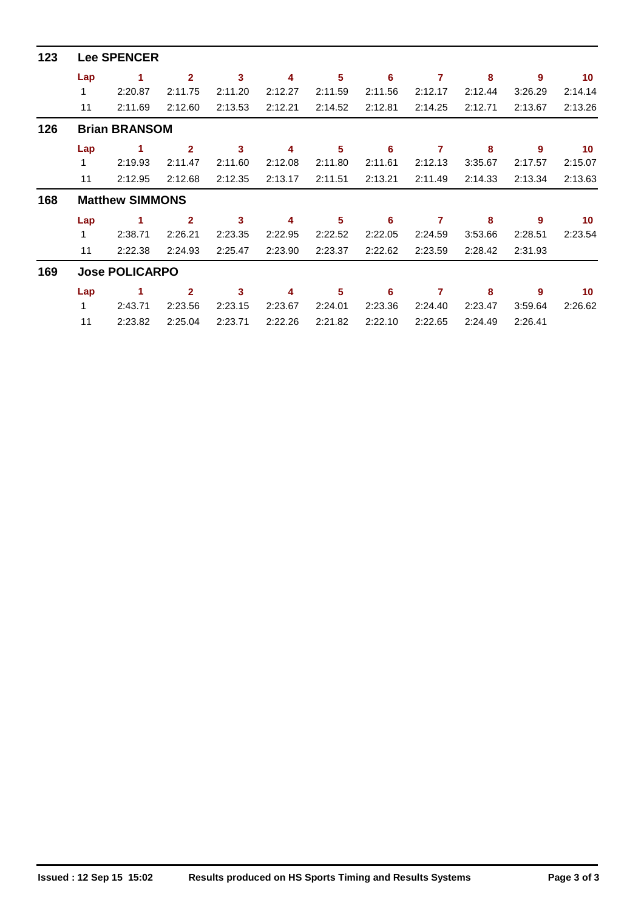## 123 Lee SPENCER

| Lap | 1 | 2 | 3 | 4 | 5 | 6 | 7 | 8 | 9 | 10 |
|---|---|---|---|---|---|---|---|---|---|---|
| 1 | 2:20.87 | 2:11.75 | 2:11.20 | 2:12.27 | 2:11.59 | 2:11.56 | 2:12.17 | 2:12.44 | 3:26.29 | 2:14.14 |
| 11 | 2:11.69 | 2:12.60 | 2:13.53 | 2:12.21 | 2:14.52 | 2:12.81 | 2:14.25 | 2:12.71 | 2:13.67 | 2:13.26 |

## 126 Brian BRANSOM

| Lap | 1 | 2 | 3 | 4 | 5 | 6 | 7 | 8 | 9 | 10 |
|---|---|---|---|---|---|---|---|---|---|---|
| 1 | 2:19.93 | 2:11.47 | 2:11.60 | 2:12.08 | 2:11.80 | 2:11.61 | 2:12.13 | 3:35.67 | 2:17.57 | 2:15.07 |
| 11 | 2:12.95 | 2:12.68 | 2:12.35 | 2:13.17 | 2:11.51 | 2:13.21 | 2:11.49 | 2:14.33 | 2:13.34 | 2:13.63 |

## 168 Matthew SIMMONS

| Lap | 1 | 2 | 3 | 4 | 5 | 6 | 7 | 8 | 9 | 10 |
|---|---|---|---|---|---|---|---|---|---|---|
| 1 | 2:38.71 | 2:26.21 | 2:23.35 | 2:22.95 | 2:22.52 | 2:22.05 | 2:24.59 | 3:53.66 | 2:28.51 | 2:23.54 |
| 11 | 2:22.38 | 2:24.93 | 2:25.47 | 2:23.90 | 2:23.37 | 2:22.62 | 2:23.59 | 2:28.42 | 2:31.93 | |

## 169 Jose POLICARPO

| Lap | 1 | 2 | 3 | 4 | 5 | 6 | 7 | 8 | 9 | 10 |
|---|---|---|---|---|---|---|---|---|---|---|
| 1 | 2:43.71 | 2:23.56 | 2:23.15 | 2:23.67 | 2:24.01 | 2:23.36 | 2:24.40 | 2:23.47 | 3:59.64 | 2:26.62 |
| 11 | 2:23.82 | 2:25.04 | 2:23.71 | 2:22.26 | 2:21.82 | 2:22.10 | 2:22.65 | 2:24.49 | 2:26.41 | |

**Issued : 12 Sep 15 15:02** **Results produced on HS Sports Timing and Results Systems**